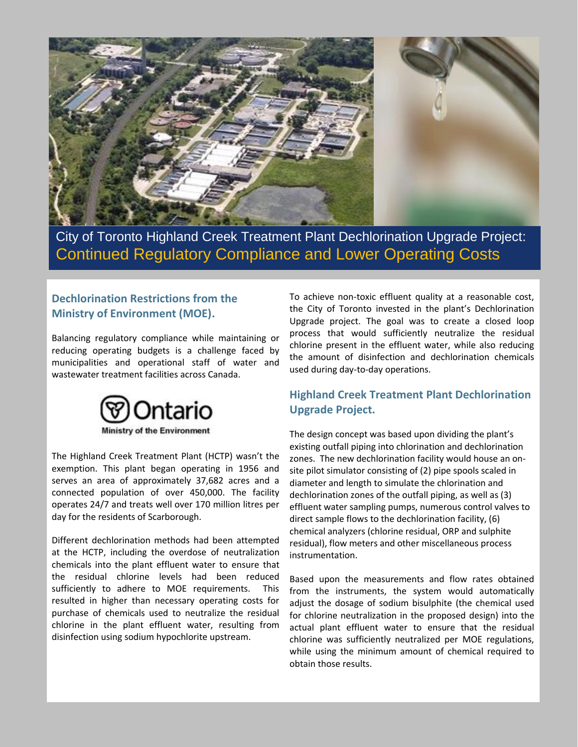# City of Toronto Highland Creek Treatment Plant Dechlorination Upgrade Project: Continued Regulatory Compliance and Lower Operating Costs

## Dechlorination Restrictions from the Ministry of Environment (MOE).

Balancing regulatory compliance while maintaining or reducing operating budgets is a challenge faced by municipalities and operational staff of water and wastewater treatment facilities across Canada.

Ontario
Ministry of the Environment

The Highland Creek Treatment Plant (HCTP) wasn't the exemption. This plant began operating in 1956 and serves an area of approximately 37,682 acres and a connected population of over 450,000. The facility operates 24/7 and treats well over 170 million litres per day for the residents of Scarborough.

Different dechlorination methods had been attempted at the HCTP, including the overdose of neutralization chemicals into the plant effluent water to ensure that the residual chlorine levels had been reduced sufficiently to adhere to MOE requirements. This resulted in higher than necessary operating costs for purchase of chemicals used to neutralize the residual chlorine in the plant effluent water, resulting from disinfection using sodium hypochlorite upstream.

To achieve non-toxic effluent quality at a reasonable cost, the City of Toronto invested in the plant's Dechlorination Upgrade project. The goal was to create a closed loop process that would sufficiently neutralize the residual chlorine present in the effluent water, while also reducing the amount of disinfection and dechlorination chemicals used during day-to-day operations.

## Highland Creek Treatment Plant Dechlorination Upgrade Project.

The design concept was based upon dividing the plant's existing outfall piping into chlorination and dechlorination zones. The new dechlorination facility would house an on-site pilot simulator consisting of (2) pipe spools scaled in diameter and length to simulate the chlorination and dechlorination zones of the outfall piping, as well as (3) effluent water sampling pumps, numerous control valves to direct sample flows to the dechlorination facility, (6) chemical analyzers (chlorine residual, ORP and sulphite residual), flow meters and other miscellaneous process instrumentation.

Based upon the measurements and flow rates obtained from the instruments, the system would automatically adjust the dosage of sodium bisulphite (the chemical used for chlorine neutralization in the proposed design) into the actual plant effluent water to ensure that the residual chlorine was sufficiently neutralized per MOE regulations, while using the minimum amount of chemical required to obtain those results.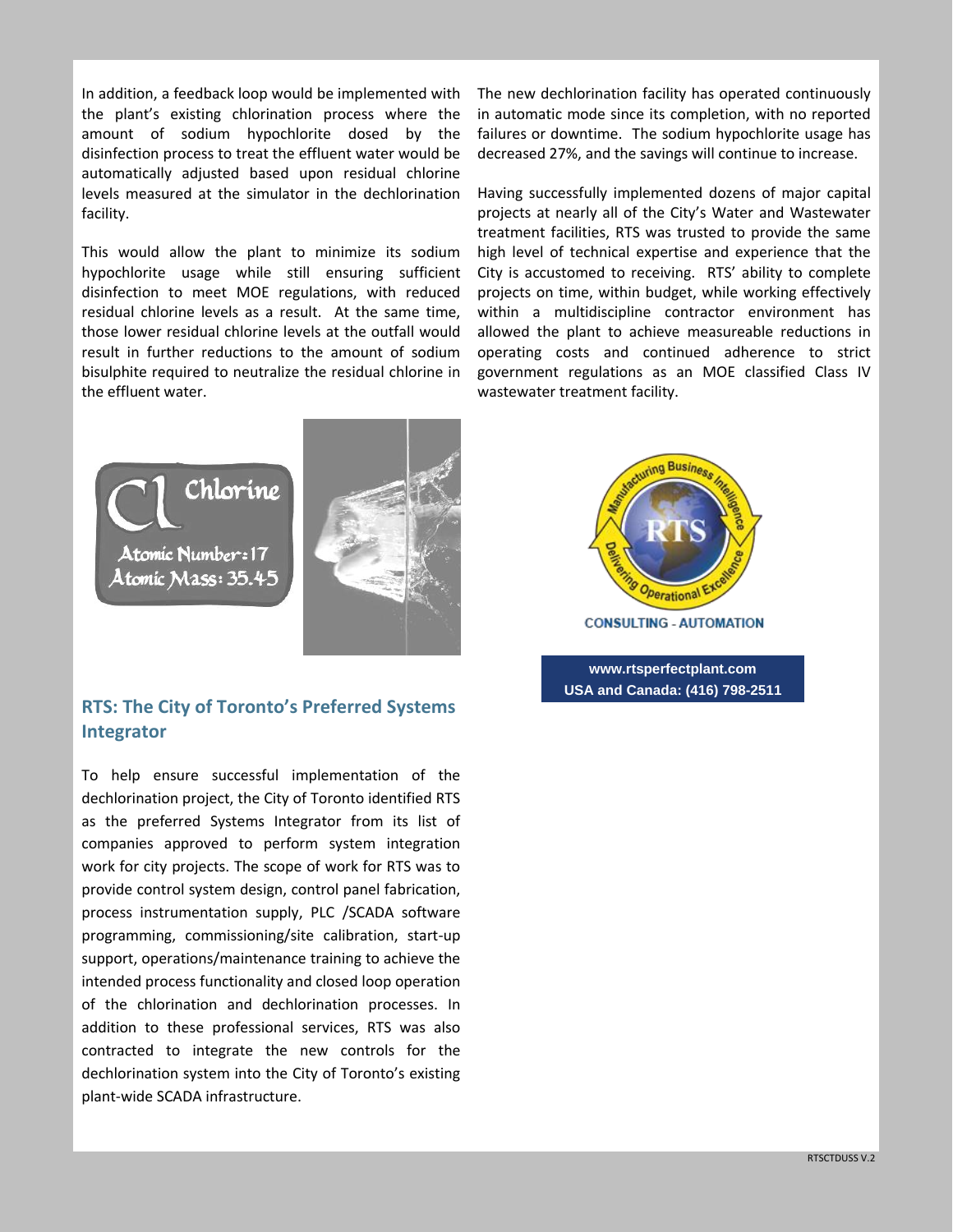In addition, a feedback loop would be implemented with the plant's existing chlorination process where the amount of sodium hypochlorite dosed by the disinfection process to treat the effluent water would be automatically adjusted based upon residual chlorine levels measured at the simulator in the dechlorination facility.

This would allow the plant to minimize its sodium hypochlorite usage while still ensuring sufficient disinfection to meet MOE regulations, with reduced residual chlorine levels as a result. At the same time, those lower residual chlorine levels at the outfall would result in further reductions to the amount of sodium bisulphite required to neutralize the residual chlorine in the effluent water.

## RTS: The City of Toronto's Preferred Systems Integrator

To help ensure successful implementation of the dechlorination project, the City of Toronto identified RTS as the preferred Systems Integrator from its list of companies approved to perform system integration work for city projects. The scope of work for RTS was to provide control system design, control panel fabrication, process instrumentation supply, PLC /SCADA software programming, commissioning/site calibration, start-up support, operations/maintenance training to achieve the intended process functionality and closed loop operation of the chlorination and dechlorination processes. In addition to these professional services, RTS was also contracted to integrate the new controls for the dechlorination system into the City of Toronto's existing plant-wide SCADA infrastructure.

The new dechlorination facility has operated continuously in automatic mode since its completion, with no reported failures or downtime. The sodium hypochlorite usage has decreased 27%, and the savings will continue to increase.

Having successfully implemented dozens of major capital projects at nearly all of the City's Water and Wastewater treatment facilities, RTS was trusted to provide the same high level of technical expertise and experience that the City is accustomed to receiving. RTS' ability to complete projects on time, within budget, while working effectively within a multidiscipline contractor environment has allowed the plant to achieve measureable reductions in operating costs and continued adherence to strict government regulations as an MOE classified Class IV wastewater treatment facility.

CONSULTING - AUTOMATION

**www.rtsperfectplant.com**
**USA and Canada: (416) 798-2511**